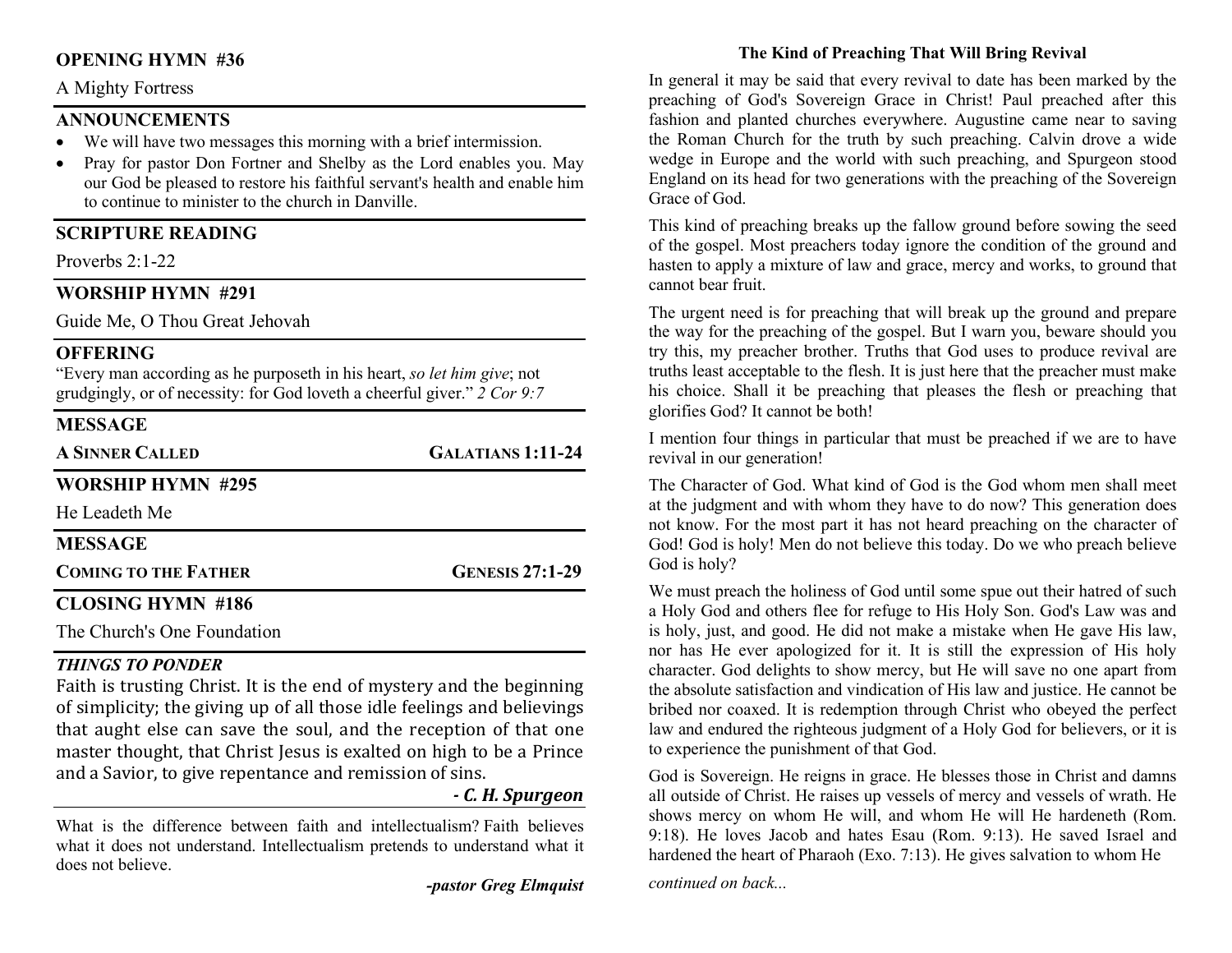## OPENING HYMN #36

A Mighty Fortress

## ANNOUNCEMENTS

- We will have two messages this morning with a brief intermission.
- Pray for pastor Don Fortner and Shelby as the Lord enables you. May our God be pleased to restore his faithful servant's health and enable him to continue to minister to the church in Danville.

## SCRIPTURE READING

Proverbs 2:1-22

## WORSHIP HYMN #291

Guide Me, O Thou Great Jehovah

## OFFERING

"Every man according as he purposeth in his heart, *so let him give*; not grudgingly, or of necessity: for God loveth a cheerful giver." *2 Cor 9:7*

## MESSAGE

**A SINNER CALLED** — **GALATIANS 1:11-24**

## WORSHIP HYMN #295

He Leadeth Me

## MESSAGE

**COMING TO THE FATHER** — **GENESIS 27:1-29**

## CLOSING HYMN #186

The Church's One Foundation

### *THINGS TO PONDER*

Faith is trusting Christ. It is the end of mystery and the beginning of simplicity; the giving up of all those idle feelings and believings that aught else can save the soul, and the reception of that one master thought, that Christ Jesus is exalted on high to be a Prince and a Savior, to give repentance and remission of sins.

***- C. H. Spurgeon***

What is the difference between faith and intellectualism? Faith believes what it does not understand. Intellectualism pretends to understand what it does not believe.

***-pastor Greg Elmquist***

## The Kind of Preaching That Will Bring Revival

In general it may be said that every revival to date has been marked by the preaching of God's Sovereign Grace in Christ! Paul preached after this fashion and planted churches everywhere. Augustine came near to saving the Roman Church for the truth by such preaching. Calvin drove a wide wedge in Europe and the world with such preaching, and Spurgeon stood England on its head for two generations with the preaching of the Sovereign Grace of God.

This kind of preaching breaks up the fallow ground before sowing the seed of the gospel. Most preachers today ignore the condition of the ground and hasten to apply a mixture of law and grace, mercy and works, to ground that cannot bear fruit.

The urgent need is for preaching that will break up the ground and prepare the way for the preaching of the gospel. But I warn you, beware should you try this, my preacher brother. Truths that God uses to produce revival are truths least acceptable to the flesh. It is just here that the preacher must make his choice. Shall it be preaching that pleases the flesh or preaching that glorifies God? It cannot be both!

I mention four things in particular that must be preached if we are to have revival in our generation!

The Character of God. What kind of God is the God whom men shall meet at the judgment and with whom they have to do now? This generation does not know. For the most part it has not heard preaching on the character of God! God is holy! Men do not believe this today. Do we who preach believe God is holy?

We must preach the holiness of God until some spue out their hatred of such a Holy God and others flee for refuge to His Holy Son. God's Law was and is holy, just, and good. He did not make a mistake when He gave His law, nor has He ever apologized for it. It is still the expression of His holy character. God delights to show mercy, but He will save no one apart from the absolute satisfaction and vindication of His law and justice. He cannot be bribed nor coaxed. It is redemption through Christ who obeyed the perfect law and endured the righteous judgment of a Holy God for believers, or it is to experience the punishment of that God.

God is Sovereign. He reigns in grace. He blesses those in Christ and damns all outside of Christ. He raises up vessels of mercy and vessels of wrath. He shows mercy on whom He will, and whom He will He hardeneth (Rom. 9:18). He loves Jacob and hates Esau (Rom. 9:13). He saved Israel and hardened the heart of Pharaoh (Exo. 7:13). He gives salvation to whom He

*continued on back...*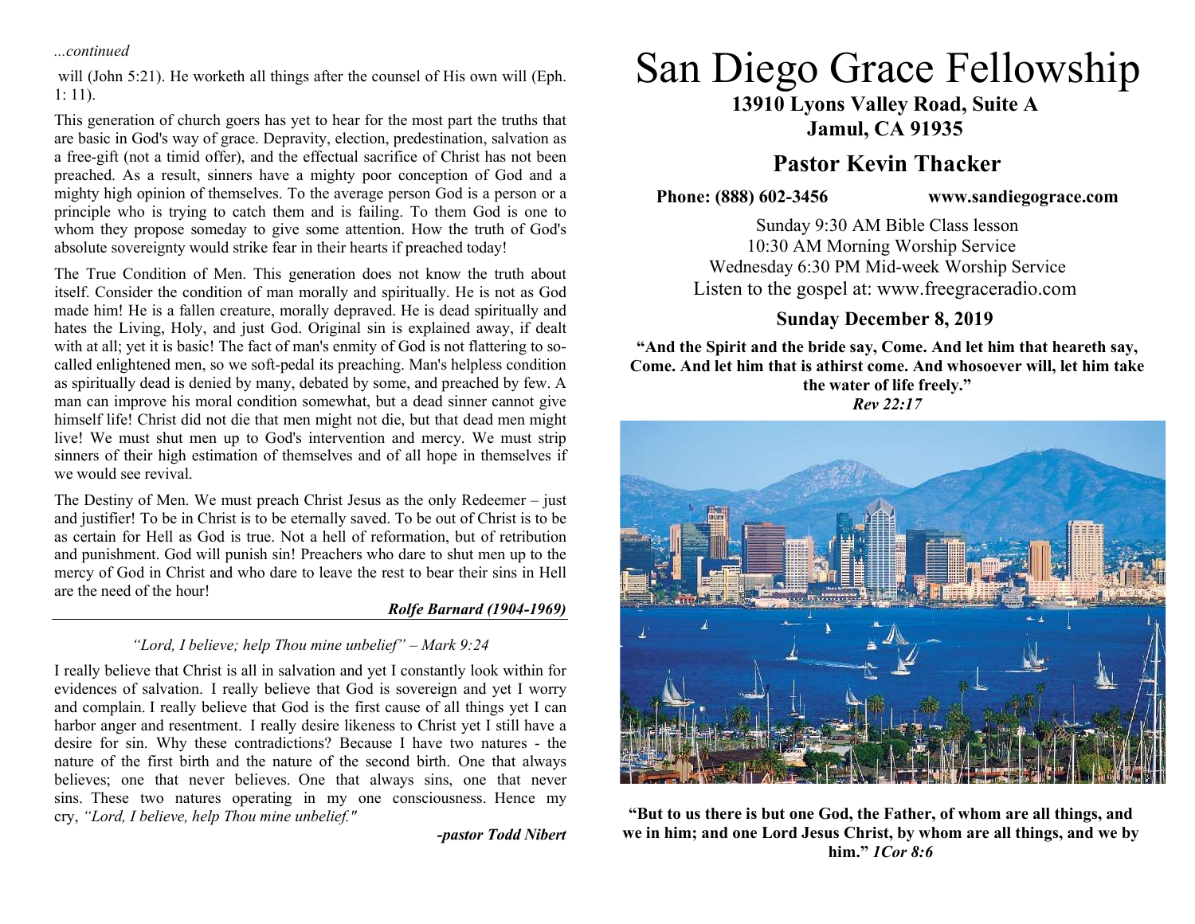*...continued*

will (John 5:21). He worketh all things after the counsel of His own will (Eph. 1: 11).

This generation of church goers has yet to hear for the most part the truths that are basic in God's way of grace. Depravity, election, predestination, salvation as a free-gift (not a timid offer), and the effectual sacrifice of Christ has not been preached. As a result, sinners have a mighty poor conception of God and a mighty high opinion of themselves. To the average person God is a person or a principle who is trying to catch them and is failing. To them God is one to whom they propose someday to give some attention. How the truth of God's absolute sovereignty would strike fear in their hearts if preached today!

The True Condition of Men. This generation does not know the truth about itself. Consider the condition of man morally and spiritually. He is not as God made him! He is a fallen creature, morally depraved. He is dead spiritually and hates the Living, Holy, and just God. Original sin is explained away, if dealt with at all; yet it is basic! The fact of man's enmity of God is not flattering to so-called enlightened men, so we soft-pedal its preaching. Man's helpless condition as spiritually dead is denied by many, debated by some, and preached by few. A man can improve his moral condition somewhat, but a dead sinner cannot give himself life! Christ did not die that men might not die, but that dead men might live! We must shut men up to God's intervention and mercy. We must strip sinners of their high estimation of themselves and of all hope in themselves if we would see revival.

The Destiny of Men. We must preach Christ Jesus as the only Redeemer – just and justifier! To be in Christ is to be eternally saved. To be out of Christ is to be as certain for Hell as God is true. Not a hell of reformation, but of retribution and punishment. God will punish sin! Preachers who dare to shut men up to the mercy of God in Christ and who dare to leave the rest to bear their sins in Hell are the need of the hour!

***Rolfe Barnard (1904-1969)***

---

*“Lord, I believe; help Thou mine unbelief” – Mark 9:24*

I really believe that Christ is all in salvation and yet I constantly look within for evidences of salvation. I really believe that God is sovereign and yet I worry and complain. I really believe that God is the first cause of all things yet I can harbor anger and resentment. I really desire likeness to Christ yet I still have a desire for sin. Why these contradictions? Because I have two natures - the nature of the first birth and the nature of the second birth. One that always believes; one that never believes. One that always sins, one that never sins. These two natures operating in my one consciousness. Hence my cry, *“Lord, I believe, help Thou mine unbelief."*

***-pastor Todd Nibert***

# San Diego Grace Fellowship

**13910 Lyons Valley Road, Suite A**
**Jamul, CA 91935**

## Pastor Kevin Thacker

**Phone: (888) 602-3456** **www.sandiegograce.com**

Sunday 9:30 AM Bible Class lesson
10:30 AM Morning Worship Service
Wednesday 6:30 PM Mid-week Worship Service
Listen to the gospel at: www.freegraceradio.com

### Sunday December 8, 2019

**“And the Spirit and the bride say, Come. And let him that heareth say, Come. And let him that is athirst come. And whosoever will, let him take the water of life freely.”**
***Rev 22:17***

**“But to us there is but one God, the Father, of whom are all things, and we in him; and one Lord Jesus Christ, by whom are all things, and we by him.”** ***1Cor 8:6***